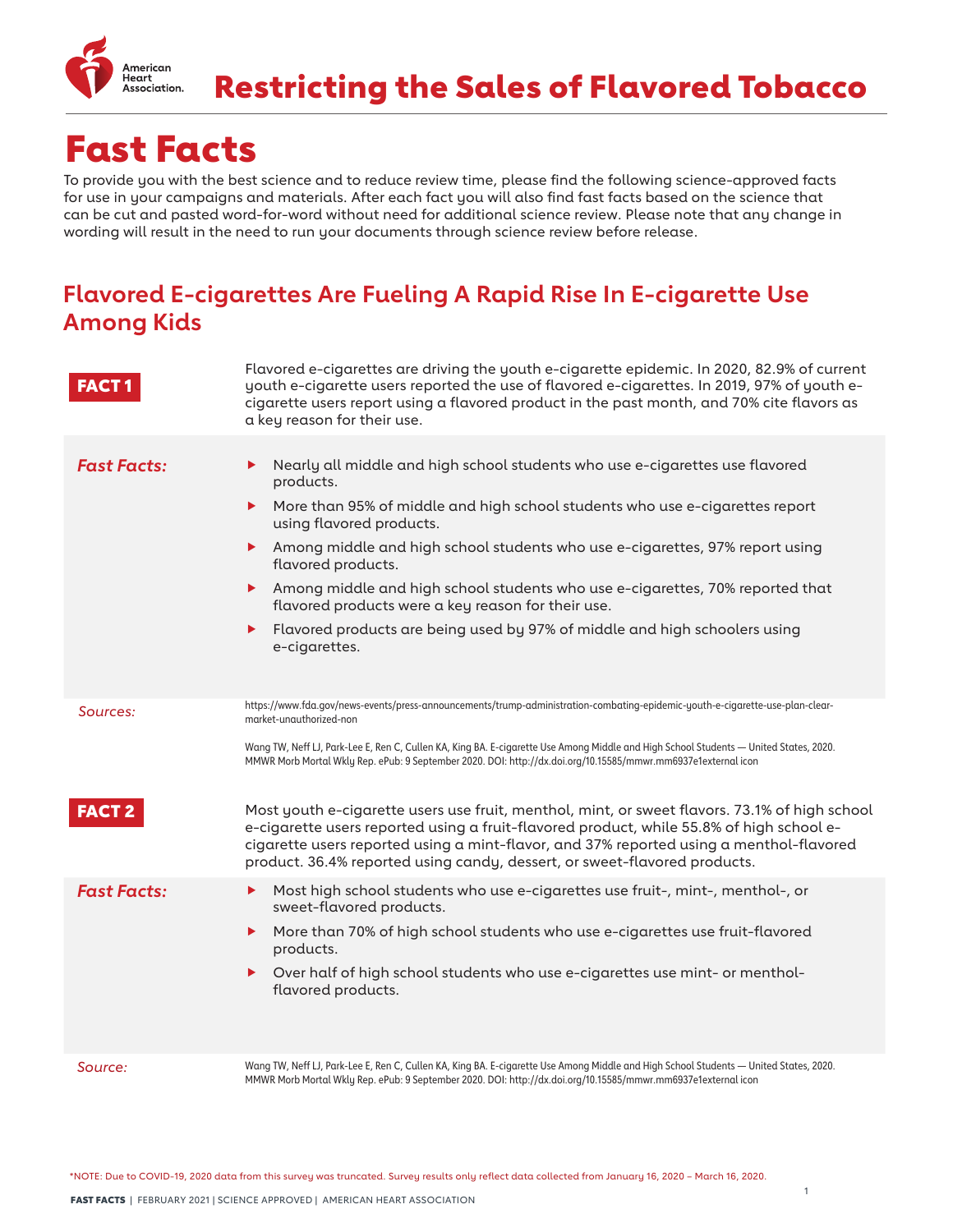# Restricting the Sales of Flavored Tobacco

# Fast Facts

To provide you with the best science and to reduce review time, please find the following science-approved facts for use in your campaigns and materials. After each fact you will also find fast facts based on the science that can be cut and pasted word-for-word without need for additional science review. Please note that any change in wording will result in the need to run your documents through science review before release.

## Flavored E-cigarettes Are Fueling A Rapid Rise In E-cigarette Use Among Kids

**FACT 1**

Flavored e-cigarettes are driving the youth e-cigarette epidemic. In 2020, 82.9% of current youth e-cigarette users reported the use of flavored e-cigarettes. In 2019, 97% of youth e-cigarette users report using a flavored product in the past month, and 70% cite flavors as a key reason for their use.

***Fast Facts:***

- Nearly all middle and high school students who use e-cigarettes use flavored products.
- More than 95% of middle and high school students who use e-cigarettes report using flavored products.
- Among middle and high school students who use e-cigarettes, 97% report using flavored products.
- Among middle and high school students who use e-cigarettes, 70% reported that flavored products were a key reason for their use.
- Flavored products are being used by 97% of middle and high schoolers using e-cigarettes.

*Sources:*

https://www.fda.gov/news-events/press-announcements/trump-administration-combating-epidemic-youth-e-cigarette-use-plan-clear-market-unauthorized-non

Wang TW, Neff LJ, Park-Lee E, Ren C, Cullen KA, King BA. E-cigarette Use Among Middle and High School Students — United States, 2020. MMWR Morb Mortal Wkly Rep. ePub: 9 September 2020. DOI: http://dx.doi.org/10.15585/mmwr.mm6937e1external icon

**FACT 2**

Most youth e-cigarette users use fruit, menthol, mint, or sweet flavors. 73.1% of high school e-cigarette users reported using a fruit-flavored product, while 55.8% of high school e-cigarette users reported using a mint-flavor, and 37% reported using a menthol-flavored product. 36.4% reported using candy, dessert, or sweet-flavored products.

***Fast Facts:***

- Most high school students who use e-cigarettes use fruit-, mint-, menthol-, or sweet-flavored products.
- More than 70% of high school students who use e-cigarettes use fruit-flavored products.
- Over half of high school students who use e-cigarettes use mint- or menthol-flavored products.

*Source:*

Wang TW, Neff LJ, Park-Lee E, Ren C, Cullen KA, King BA. E-cigarette Use Among Middle and High School Students — United States, 2020. MMWR Morb Mortal Wkly Rep. ePub: 9 September 2020. DOI: http://dx.doi.org/10.15585/mmwr.mm6937e1external icon

*NOTE: Due to COVID-19, 2020 data from this survey was truncated. Survey results only reflect data collected from January 16, 2020 – March 16, 2020.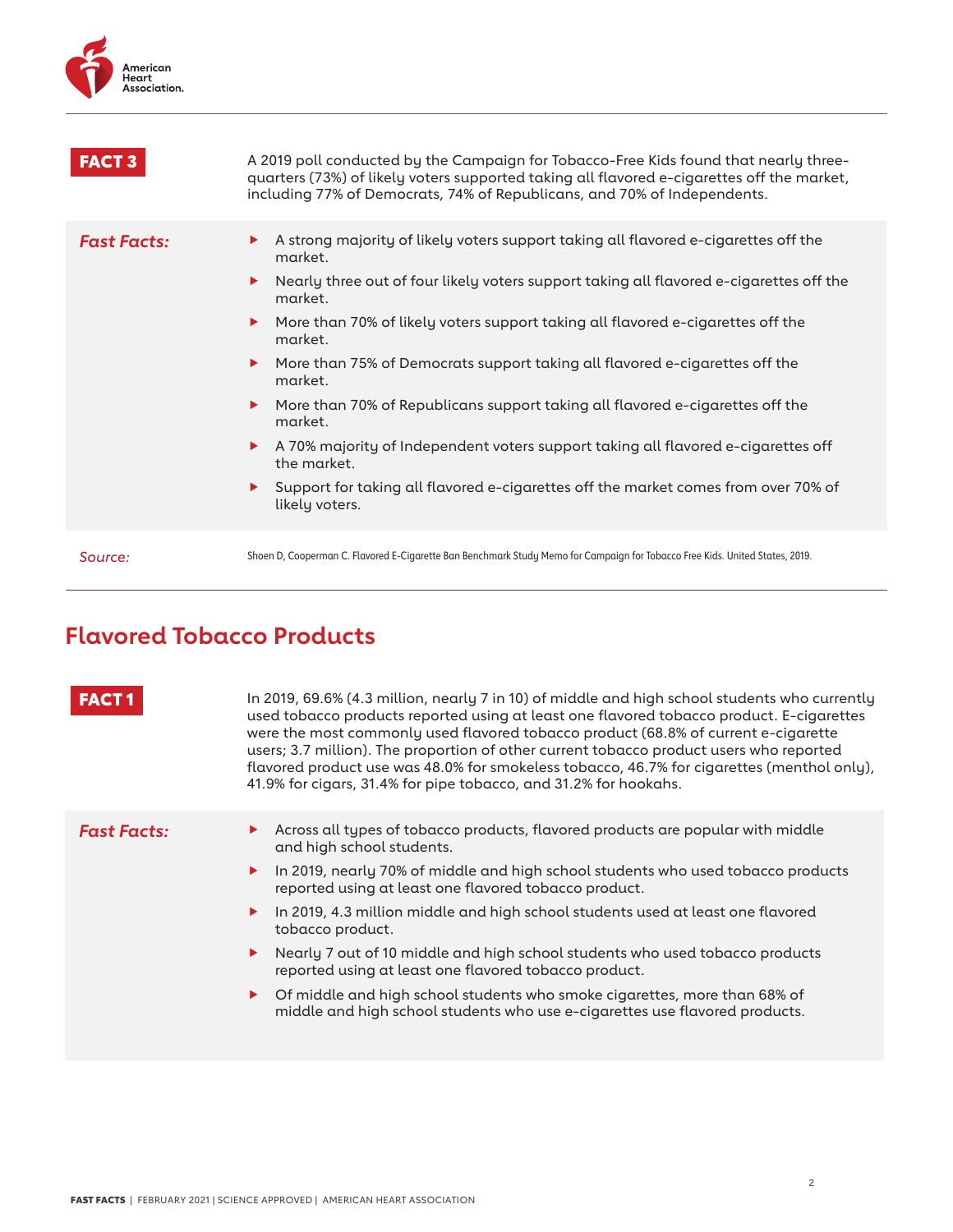**FACT 3**

A 2019 poll conducted by the Campaign for Tobacco-Free Kids found that nearly three-quarters (73%) of likely voters supported taking all flavored e-cigarettes off the market, including 77% of Democrats, 74% of Republicans, and 70% of Independents.

*Fast Facts:*

- A strong majority of likely voters support taking all flavored e-cigarettes off the market.
- Nearly three out of four likely voters support taking all flavored e-cigarettes off the market.
- More than 70% of likely voters support taking all flavored e-cigarettes off the market.
- More than 75% of Democrats support taking all flavored e-cigarettes off the market.
- More than 70% of Republicans support taking all flavored e-cigarettes off the market.
- A 70% majority of Independent voters support taking all flavored e-cigarettes off the market.
- Support for taking all flavored e-cigarettes off the market comes from over 70% of likely voters.

*Source:* Shoen D, Cooperman C. Flavored E-Cigarette Ban Benchmark Study Memo for Campaign for Tobacco Free Kids. United States, 2019.

## Flavored Tobacco Products

**FACT 1**

In 2019, 69.6% (4.3 million, nearly 7 in 10) of middle and high school students who currently used tobacco products reported using at least one flavored tobacco product. E-cigarettes were the most commonly used flavored tobacco product (68.8% of current e-cigarette users; 3.7 million). The proportion of other current tobacco product users who reported flavored product use was 48.0% for smokeless tobacco, 46.7% for cigarettes (menthol only), 41.9% for cigars, 31.4% for pipe tobacco, and 31.2% for hookahs.

*Fast Facts:*

- Across all types of tobacco products, flavored products are popular with middle and high school students.
- In 2019, nearly 70% of middle and high school students who used tobacco products reported using at least one flavored tobacco product.
- In 2019, 4.3 million middle and high school students used at least one flavored tobacco product.
- Nearly 7 out of 10 middle and high school students who used tobacco products reported using at least one flavored tobacco product.
- Of middle and high school students who smoke cigarettes, more than 68% of middle and high school students who use e-cigarettes use flavored products.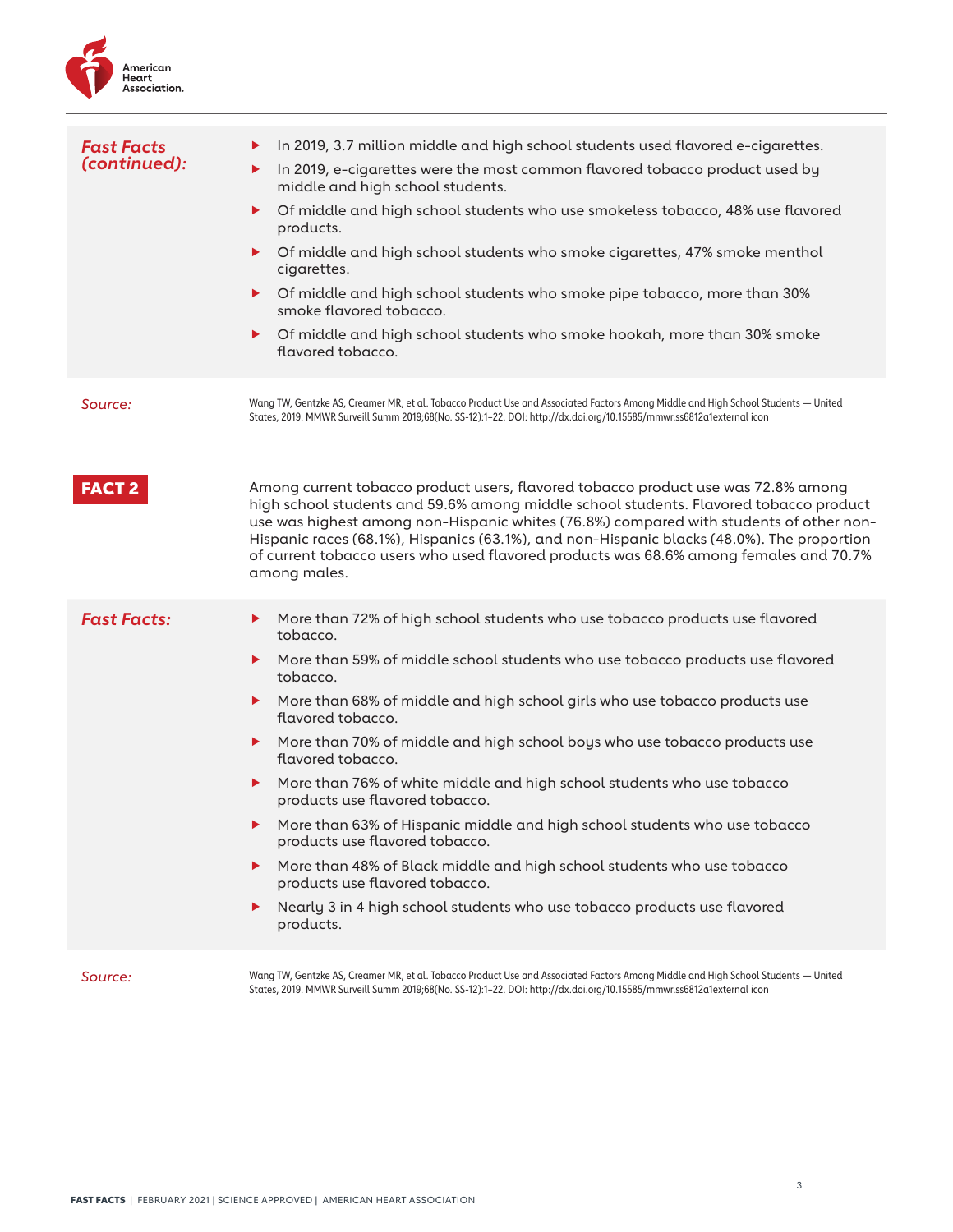***Fast Facts (continued):***

- In 2019, 3.7 million middle and high school students used flavored e-cigarettes.
- In 2019, e-cigarettes were the most common flavored tobacco product used by middle and high school students.
- Of middle and high school students who use smokeless tobacco, 48% use flavored products.
- Of middle and high school students who smoke cigarettes, 47% smoke menthol cigarettes.
- Of middle and high school students who smoke pipe tobacco, more than 30% smoke flavored tobacco.
- Of middle and high school students who smoke hookah, more than 30% smoke flavored tobacco.

*Source:* Wang TW, Gentzke AS, Creamer MR, et al. Tobacco Product Use and Associated Factors Among Middle and High School Students — United States, 2019. MMWR Surveill Summ 2019;68(No. SS-12):1–22. DOI: http://dx.doi.org/10.15585/mmwr.ss6812a1external icon

## FACT 2

Among current tobacco product users, flavored tobacco product use was 72.8% among high school students and 59.6% among middle school students. Flavored tobacco product use was highest among non-Hispanic whites (76.8%) compared with students of other non-Hispanic races (68.1%), Hispanics (63.1%), and non-Hispanic blacks (48.0%). The proportion of current tobacco users who used flavored products was 68.6% among females and 70.7% among males.

***Fast Facts:***

- More than 72% of high school students who use tobacco products use flavored tobacco.
- More than 59% of middle school students who use tobacco products use flavored tobacco.
- More than 68% of middle and high school girls who use tobacco products use flavored tobacco.
- More than 70% of middle and high school boys who use tobacco products use flavored tobacco.
- More than 76% of white middle and high school students who use tobacco products use flavored tobacco.
- More than 63% of Hispanic middle and high school students who use tobacco products use flavored tobacco.
- More than 48% of Black middle and high school students who use tobacco products use flavored tobacco.
- Nearly 3 in 4 high school students who use tobacco products use flavored products.

*Source:* Wang TW, Gentzke AS, Creamer MR, et al. Tobacco Product Use and Associated Factors Among Middle and High School Students — United States, 2019. MMWR Surveill Summ 2019;68(No. SS-12):1–22. DOI: http://dx.doi.org/10.15585/mmwr.ss6812a1external icon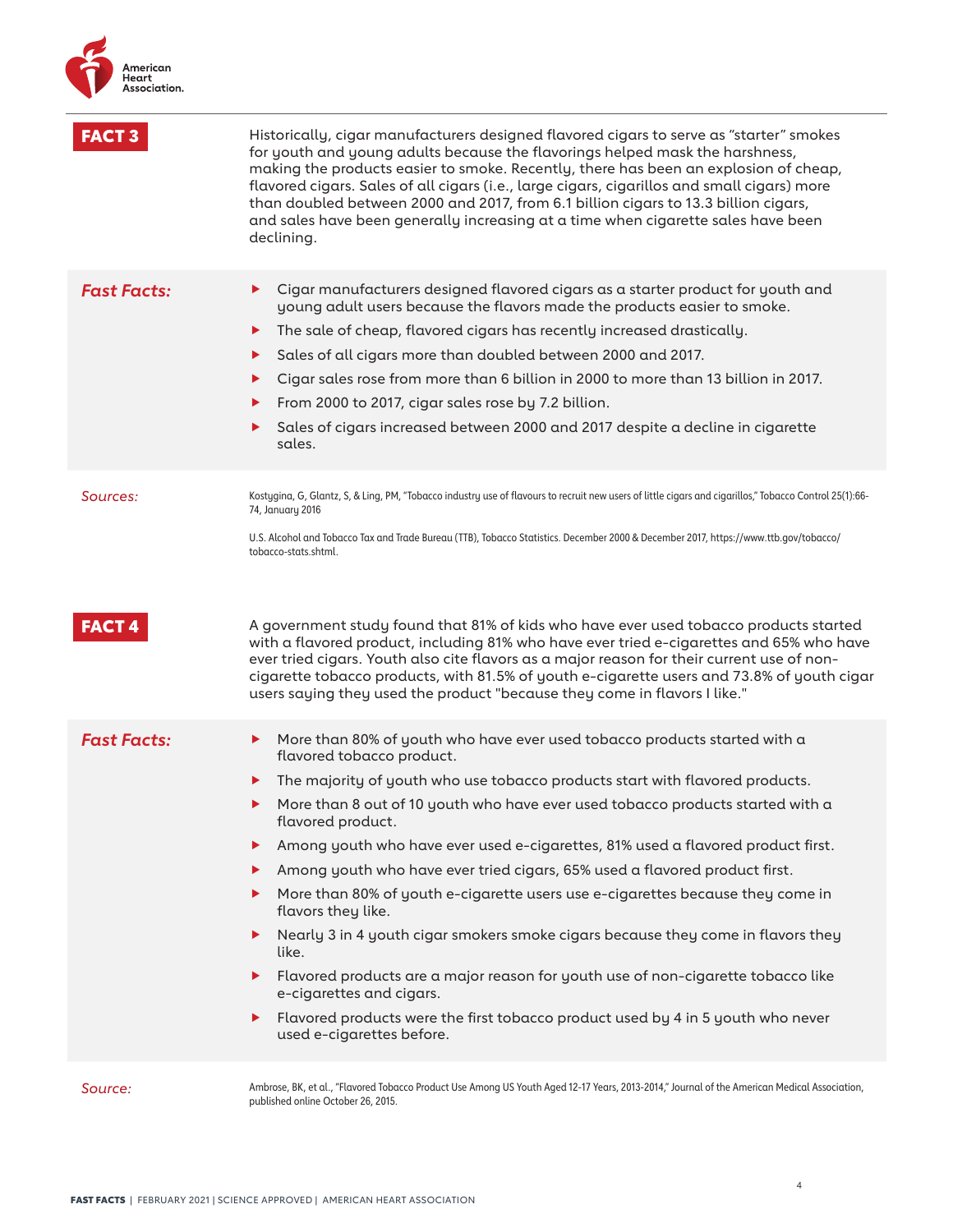## FACT 3

Historically, cigar manufacturers designed flavored cigars to serve as "starter" smokes for youth and young adults because the flavorings helped mask the harshness, making the products easier to smoke. Recently, there has been an explosion of cheap, flavored cigars. Sales of all cigars (i.e., large cigars, cigarillos and small cigars) more than doubled between 2000 and 2017, from 6.1 billion cigars to 13.3 billion cigars, and sales have been generally increasing at a time when cigarette sales have been declining.

***Fast Facts:***

- Cigar manufacturers designed flavored cigars as a starter product for youth and young adult users because the flavors made the products easier to smoke.
- The sale of cheap, flavored cigars has recently increased drastically.
- Sales of all cigars more than doubled between 2000 and 2017.
- Cigar sales rose from more than 6 billion in 2000 to more than 13 billion in 2017.
- From 2000 to 2017, cigar sales rose by 7.2 billion.
- Sales of cigars increased between 2000 and 2017 despite a decline in cigarette sales.

*Sources:*

Kostygina, G, Glantz, S, & Ling, PM, "Tobacco industry use of flavours to recruit new users of little cigars and cigarillos," Tobacco Control 25(1):66-74, January 2016

U.S. Alcohol and Tobacco Tax and Trade Bureau (TTB), Tobacco Statistics. December 2000 & December 2017, https://www.ttb.gov/tobacco/tobacco-stats.shtml.

## FACT 4

A government study found that 81% of kids who have ever used tobacco products started with a flavored product, including 81% who have ever tried e-cigarettes and 65% who have ever tried cigars. Youth also cite flavors as a major reason for their current use of non-cigarette tobacco products, with 81.5% of youth e-cigarette users and 73.8% of youth cigar users saying they used the product "because they come in flavors I like."

***Fast Facts:***

- More than 80% of youth who have ever used tobacco products started with a flavored tobacco product.
- The majority of youth who use tobacco products start with flavored products.
- More than 8 out of 10 youth who have ever used tobacco products started with a flavored product.
- Among youth who have ever used e-cigarettes, 81% used a flavored product first.
- Among youth who have ever tried cigars, 65% used a flavored product first.
- More than 80% of youth e-cigarette users use e-cigarettes because they come in flavors they like.
- Nearly 3 in 4 youth cigar smokers smoke cigars because they come in flavors they like.
- Flavored products are a major reason for youth use of non-cigarette tobacco like e-cigarettes and cigars.
- Flavored products were the first tobacco product used by 4 in 5 youth who never used e-cigarettes before.

*Source:*

Ambrose, BK, et al., "Flavored Tobacco Product Use Among US Youth Aged 12-17 Years, 2013-2014," Journal of the American Medical Association, published online October 26, 2015.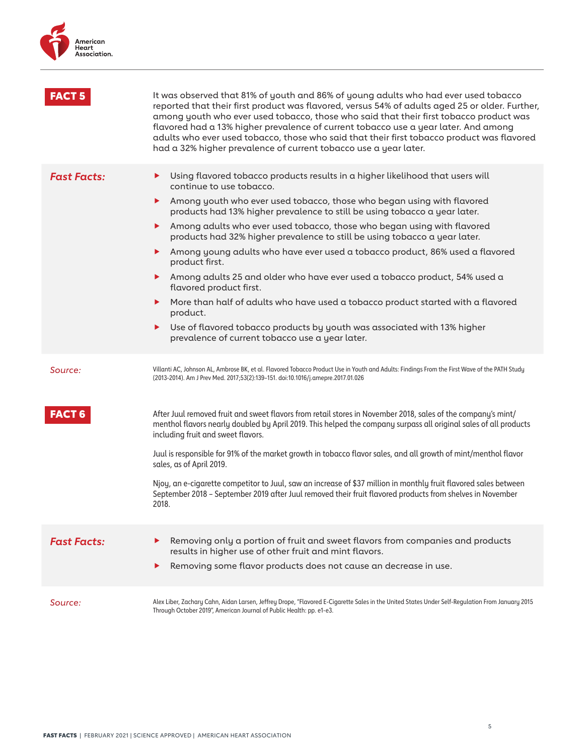## FACT 5

It was observed that 81% of youth and 86% of young adults who had ever used tobacco reported that their first product was flavored, versus 54% of adults aged 25 or older. Further, among youth who ever used tobacco, those who said that their first tobacco product was flavored had a 13% higher prevalence of current tobacco use a year later. And among adults who ever used tobacco, those who said that their first tobacco product was flavored had a 32% higher prevalence of current tobacco use a year later.

***Fast Facts:***

- Using flavored tobacco products results in a higher likelihood that users will continue to use tobacco.
- Among youth who ever used tobacco, those who began using with flavored products had 13% higher prevalence to still be using tobacco a year later.
- Among adults who ever used tobacco, those who began using with flavored products had 32% higher prevalence to still be using tobacco a year later.
- Among young adults who have ever used a tobacco product, 86% used a flavored product first.
- Among adults 25 and older who have ever used a tobacco product, 54% used a flavored product first.
- More than half of adults who have used a tobacco product started with a flavored product.
- Use of flavored tobacco products by youth was associated with 13% higher prevalence of current tobacco use a year later.

*Source:* Villanti AC, Johnson AL, Ambrose BK, et al. Flavored Tobacco Product Use in Youth and Adults: Findings From the First Wave of the PATH Study (2013-2014). Am J Prev Med. 2017;53(2):139–151. doi:10.1016/j.amepre.2017.01.026

## FACT 6

After Juul removed fruit and sweet flavors from retail stores in November 2018, sales of the company's mint/menthol flavors nearly doubled by April 2019. This helped the company surpass all original sales of all products including fruit and sweet flavors.

Juul is responsible for 91% of the market growth in tobacco flavor sales, and all growth of mint/menthol flavor sales, as of April 2019.

Njoy, an e-cigarette competitor to Juul, saw an increase of $37 million in monthly fruit flavored sales between September 2018 – September 2019 after Juul removed their fruit flavored products from shelves in November 2018.

***Fast Facts:***

- Removing only a portion of fruit and sweet flavors from companies and products results in higher use of other fruit and mint flavors.
- Removing some flavor products does not cause an decrease in use.

*Source:* Alex Liber, Zachary Cahn, Aidan Larsen, Jeffrey Drope, "Flavored E-Cigarette Sales in the United States Under Self-Regulation From January 2015 Through October 2019", American Journal of Public Health: pp. e1-e3.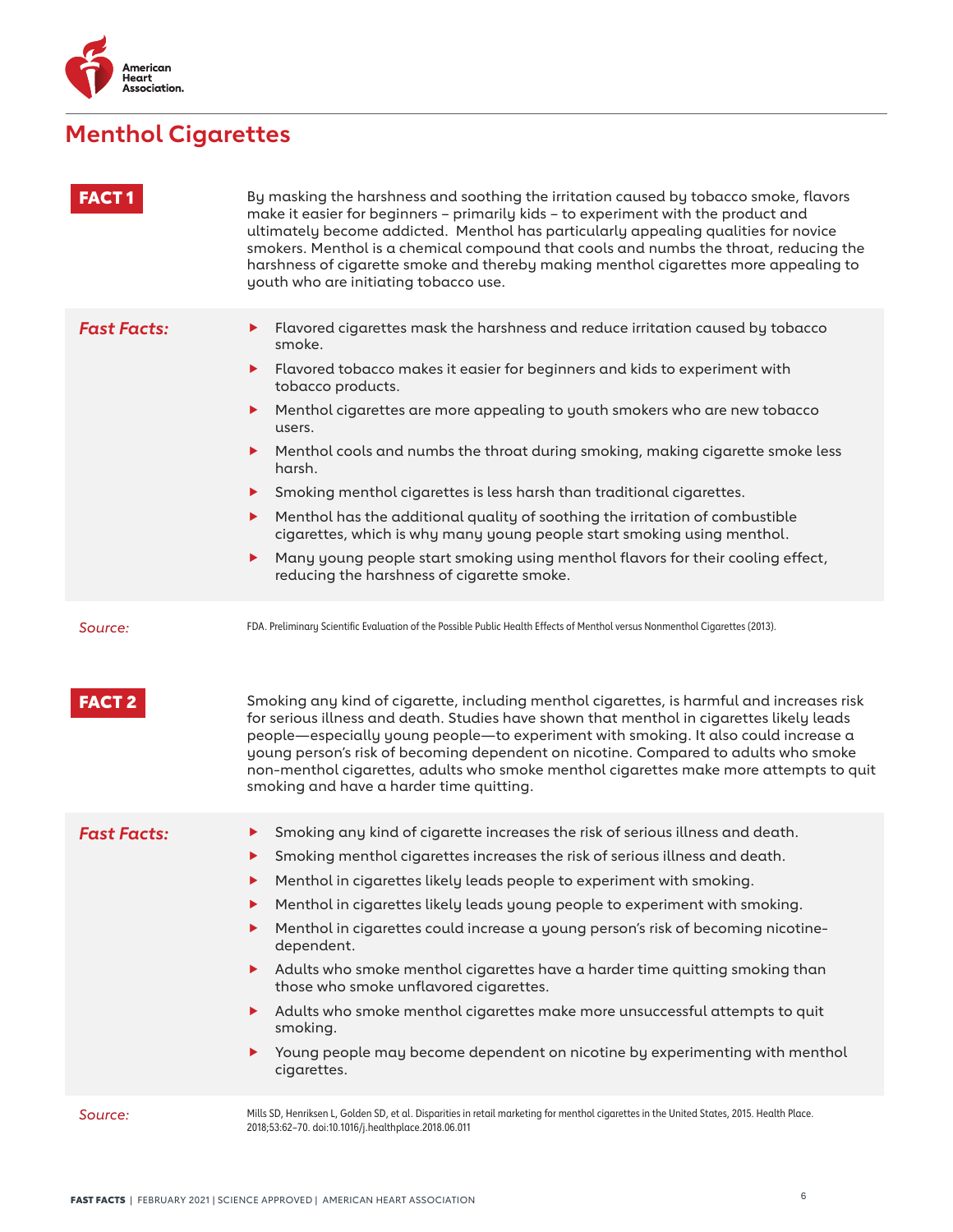# Menthol Cigarettes

**FACT 1**

By masking the harshness and soothing the irritation caused by tobacco smoke, flavors make it easier for beginners – primarily kids – to experiment with the product and ultimately become addicted. Menthol has particularly appealing qualities for novice smokers. Menthol is a chemical compound that cools and numbs the throat, reducing the harshness of cigarette smoke and thereby making menthol cigarettes more appealing to youth who are initiating tobacco use.

***Fast Facts:***

- Flavored cigarettes mask the harshness and reduce irritation caused by tobacco smoke.
- Flavored tobacco makes it easier for beginners and kids to experiment with tobacco products.
- Menthol cigarettes are more appealing to youth smokers who are new tobacco users.
- Menthol cools and numbs the throat during smoking, making cigarette smoke less harsh.
- Smoking menthol cigarettes is less harsh than traditional cigarettes.
- Menthol has the additional quality of soothing the irritation of combustible cigarettes, which is why many young people start smoking using menthol.
- Many young people start smoking using menthol flavors for their cooling effect, reducing the harshness of cigarette smoke.

*Source:* FDA. Preliminary Scientific Evaluation of the Possible Public Health Effects of Menthol versus Nonmenthol Cigarettes (2013).

**FACT 2**

Smoking any kind of cigarette, including menthol cigarettes, is harmful and increases risk for serious illness and death. Studies have shown that menthol in cigarettes likely leads people—especially young people—to experiment with smoking. It also could increase a young person's risk of becoming dependent on nicotine. Compared to adults who smoke non-menthol cigarettes, adults who smoke menthol cigarettes make more attempts to quit smoking and have a harder time quitting.

***Fast Facts:***

- Smoking any kind of cigarette increases the risk of serious illness and death.
- Smoking menthol cigarettes increases the risk of serious illness and death.
- Menthol in cigarettes likely leads people to experiment with smoking.
- Menthol in cigarettes likely leads young people to experiment with smoking.
- Menthol in cigarettes could increase a young person's risk of becoming nicotine-dependent.
- Adults who smoke menthol cigarettes have a harder time quitting smoking than those who smoke unflavored cigarettes.
- Adults who smoke menthol cigarettes make more unsuccessful attempts to quit smoking.
- Young people may become dependent on nicotine by experimenting with menthol cigarettes.

*Source:* Mills SD, Henriksen L, Golden SD, et al. Disparities in retail marketing for menthol cigarettes in the United States, 2015. Health Place. 2018;53:62–70. doi:10.1016/j.healthplace.2018.06.011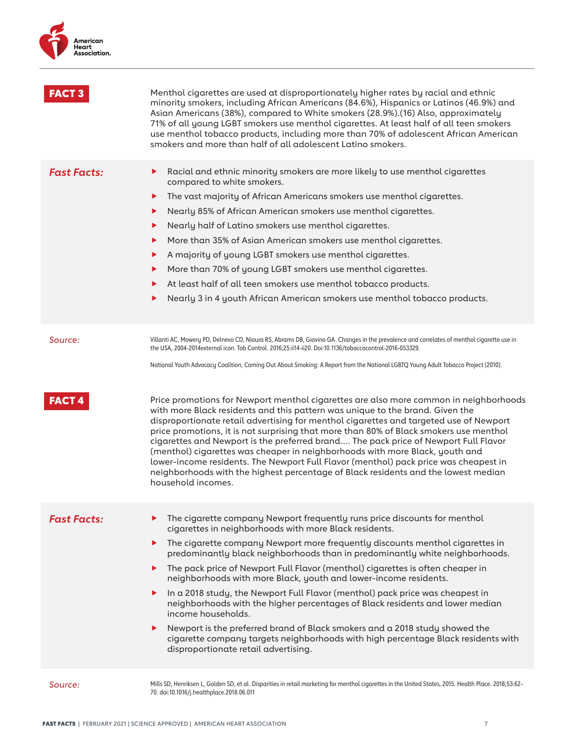## FACT 3

Menthol cigarettes are used at disproportionately higher rates by racial and ethnic minority smokers, including African Americans (84.6%), Hispanics or Latinos (46.9%) and Asian Americans (38%), compared to White smokers (28.9%).(16) Also, approximately 71% of all young LGBT smokers use menthol cigarettes. At least half of all teen smokers use menthol tobacco products, including more than 70% of adolescent African American smokers and more than half of all adolescent Latino smokers.

### *Fast Facts:*

- Racial and ethnic minority smokers are more likely to use menthol cigarettes compared to white smokers.
- The vast majority of African Americans smokers use menthol cigarettes.
- Nearly 85% of African American smokers use menthol cigarettes.
- Nearly half of Latino smokers use menthol cigarettes.
- More than 35% of Asian American smokers use menthol cigarettes.
- A majority of young LGBT smokers use menthol cigarettes.
- More than 70% of young LGBT smokers use menthol cigarettes.
- At least half of all teen smokers use menthol tobacco products.
- Nearly 3 in 4 youth African American smokers use menthol tobacco products.

*Source:*

Villanti AC, Mowery PD, Delnevo CD, Niaura RS, Abrams DB, Giovino GA. Changes in the prevalence and correlates of menthol cigarette use in the USA, 2004-2014external icon. Tob Control. 2016;25:ii14-ii20. Doi:10.1136/tobaccocontrol-2016-053329.

National Youth Advocacy Coalition, Coming Out About Smoking: A Report from the National LGBTQ Young Adult Tobacco Project (2010).

## FACT 4

Price promotions for Newport menthol cigarettes are also more common in neighborhoods with more Black residents and this pattern was unique to the brand. Given the disproportionate retail advertising for menthol cigarettes and targeted use of Newport price promotions, it is not surprising that more than 80% of Black smokers use menthol cigarettes and Newport is the preferred brand.... The pack price of Newport Full Flavor (menthol) cigarettes was cheaper in neighborhoods with more Black, youth and lower-income residents. The Newport Full Flavor (menthol) pack price was cheapest in neighborhoods with the highest percentage of Black residents and the lowest median household incomes.

### *Fast Facts:*

- The cigarette company Newport frequently runs price discounts for menthol cigarettes in neighborhoods with more Black residents.
- The cigarette company Newport more frequently discounts menthol cigarettes in predominantly black neighborhoods than in predominantly white neighborhoods.
- The pack price of Newport Full Flavor (menthol) cigarettes is often cheaper in neighborhoods with more Black, youth and lower-income residents.
- In a 2018 study, the Newport Full Flavor (menthol) pack price was cheapest in neighborhoods with the higher percentages of Black residents and lower median income households.
- Newport is the preferred brand of Black smokers and a 2018 study showed the cigarette company targets neighborhoods with high percentage Black residents with disproportionate retail advertising.

*Source:*

Mills SD, Henriksen L, Golden SD, et al. Disparities in retail marketing for menthol cigarettes in the United States, 2015. Health Place. 2018;53:62–70. doi:10.1016/j.healthplace.2018.06.011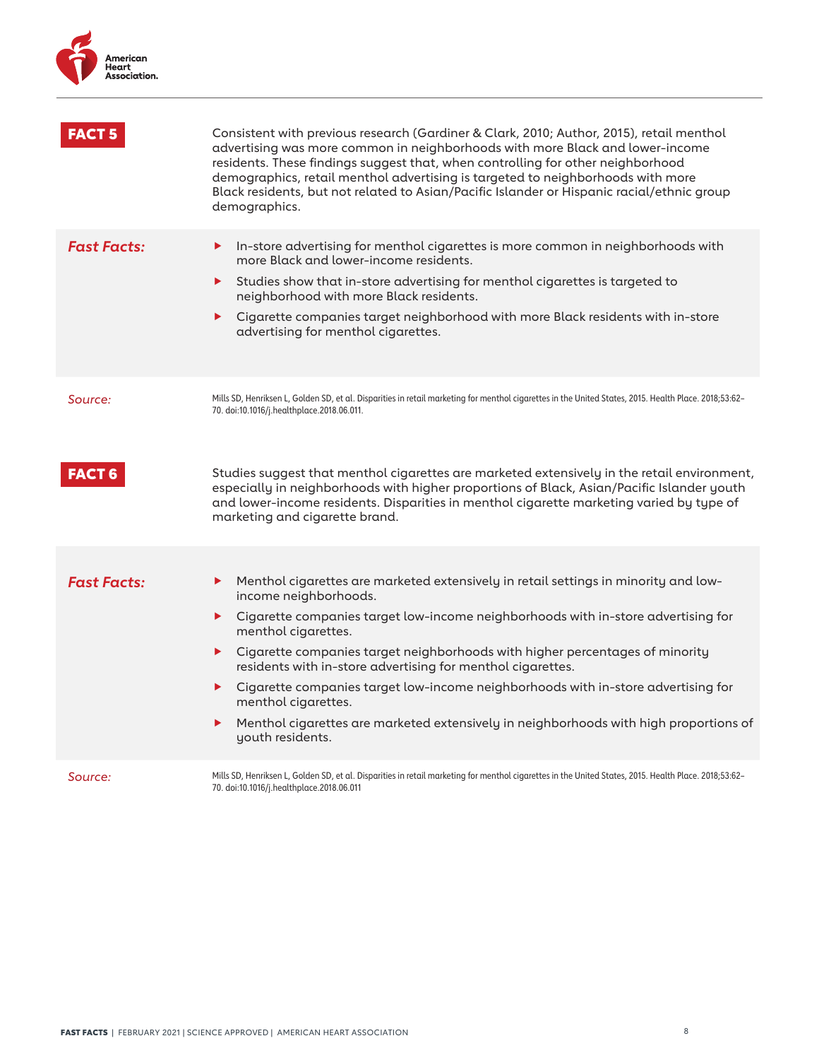## FACT 5

Consistent with previous research (Gardiner & Clark, 2010; Author, 2015), retail menthol advertising was more common in neighborhoods with more Black and lower-income residents. These findings suggest that, when controlling for other neighborhood demographics, retail menthol advertising is targeted to neighborhoods with more Black residents, but not related to Asian/Pacific Islander or Hispanic racial/ethnic group demographics.

***Fast Facts:***

- In-store advertising for menthol cigarettes is more common in neighborhoods with more Black and lower-income residents.
- Studies show that in-store advertising for menthol cigarettes is targeted to neighborhood with more Black residents.
- Cigarette companies target neighborhood with more Black residents with in-store advertising for menthol cigarettes.

*Source:* Mills SD, Henriksen L, Golden SD, et al. Disparities in retail marketing for menthol cigarettes in the United States, 2015. Health Place. 2018;53:62–70. doi:10.1016/j.healthplace.2018.06.011.

## FACT 6

Studies suggest that menthol cigarettes are marketed extensively in the retail environment, especially in neighborhoods with higher proportions of Black, Asian/Pacific Islander youth and lower-income residents. Disparities in menthol cigarette marketing varied by type of marketing and cigarette brand.

***Fast Facts:***

- Menthol cigarettes are marketed extensively in retail settings in minority and low-income neighborhoods.
- Cigarette companies target low-income neighborhoods with in-store advertising for menthol cigarettes.
- Cigarette companies target neighborhoods with higher percentages of minority residents with in-store advertising for menthol cigarettes.
- Cigarette companies target low-income neighborhoods with in-store advertising for menthol cigarettes.
- Menthol cigarettes are marketed extensively in neighborhoods with high proportions of youth residents.

*Source:* Mills SD, Henriksen L, Golden SD, et al. Disparities in retail marketing for menthol cigarettes in the United States, 2015. Health Place. 2018;53:62–70. doi:10.1016/j.healthplace.2018.06.011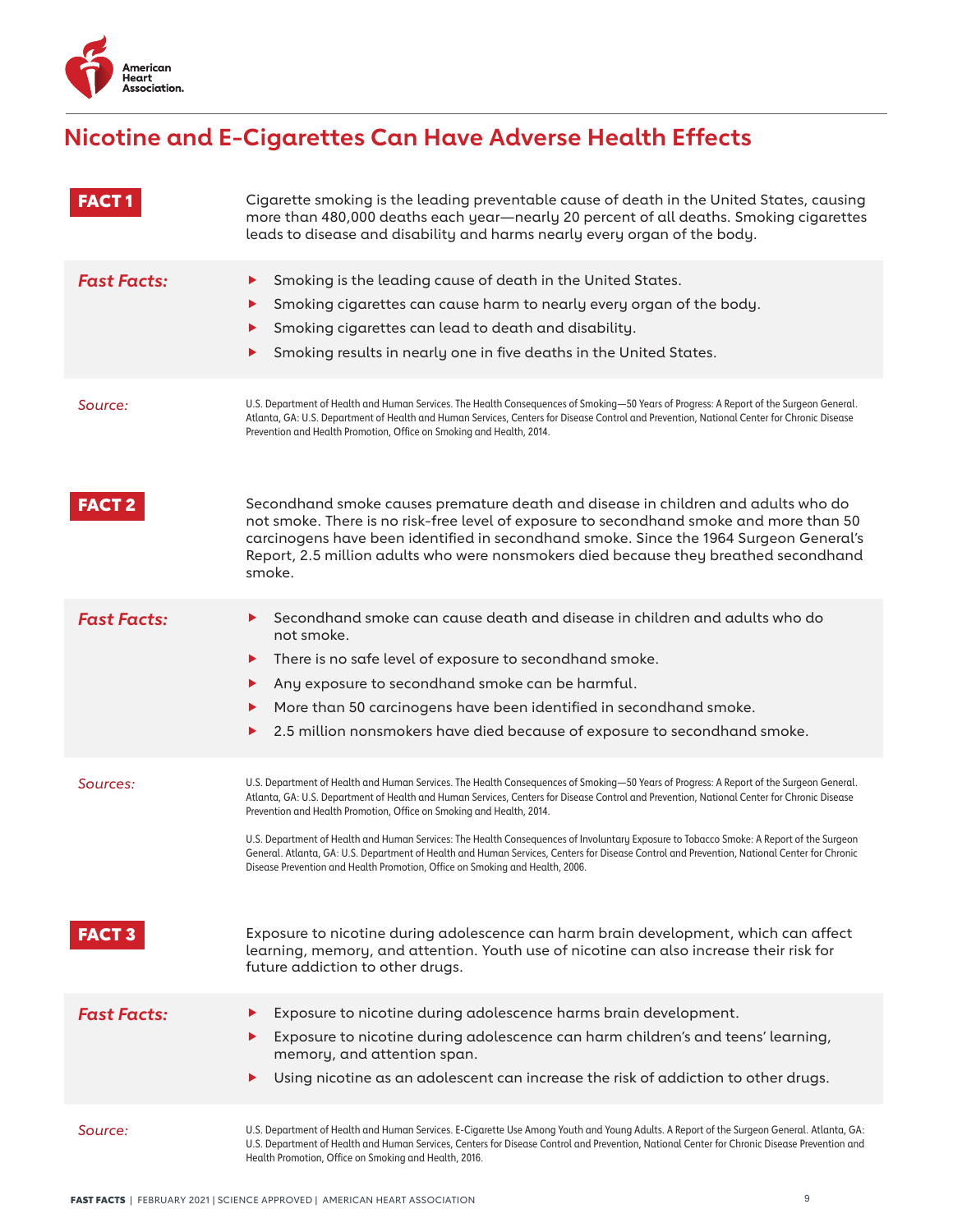# Nicotine and E-Cigarettes Can Have Adverse Health Effects

**FACT 1**

Cigarette smoking is the leading preventable cause of death in the United States, causing more than 480,000 deaths each year—nearly 20 percent of all deaths. Smoking cigarettes leads to disease and disability and harms nearly every organ of the body.

***Fast Facts:***

- Smoking is the leading cause of death in the United States.
- Smoking cigarettes can cause harm to nearly every organ of the body.
- Smoking cigarettes can lead to death and disability.
- Smoking results in nearly one in five deaths in the United States.

*Source:*

U.S. Department of Health and Human Services. The Health Consequences of Smoking—50 Years of Progress: A Report of the Surgeon General. Atlanta, GA: U.S. Department of Health and Human Services, Centers for Disease Control and Prevention, National Center for Chronic Disease Prevention and Health Promotion, Office on Smoking and Health, 2014.

**FACT 2**

Secondhand smoke causes premature death and disease in children and adults who do not smoke. There is no risk-free level of exposure to secondhand smoke and more than 50 carcinogens have been identified in secondhand smoke. Since the 1964 Surgeon General's Report, 2.5 million adults who were nonsmokers died because they breathed secondhand smoke.

***Fast Facts:***

- Secondhand smoke can cause death and disease in children and adults who do not smoke.
- There is no safe level of exposure to secondhand smoke.
- Any exposure to secondhand smoke can be harmful.
- More than 50 carcinogens have been identified in secondhand smoke.
- 2.5 million nonsmokers have died because of exposure to secondhand smoke.

*Sources:*

U.S. Department of Health and Human Services. The Health Consequences of Smoking—50 Years of Progress: A Report of the Surgeon General. Atlanta, GA: U.S. Department of Health and Human Services, Centers for Disease Control and Prevention, National Center for Chronic Disease Prevention and Health Promotion, Office on Smoking and Health, 2014.

U.S. Department of Health and Human Services: The Health Consequences of Involuntary Exposure to Tobacco Smoke: A Report of the Surgeon General. Atlanta, GA: U.S. Department of Health and Human Services, Centers for Disease Control and Prevention, National Center for Chronic Disease Prevention and Health Promotion, Office on Smoking and Health, 2006.

**FACT 3**

Exposure to nicotine during adolescence can harm brain development, which can affect learning, memory, and attention. Youth use of nicotine can also increase their risk for future addiction to other drugs.

***Fast Facts:***

- Exposure to nicotine during adolescence harms brain development.
- Exposure to nicotine during adolescence can harm children's and teens' learning, memory, and attention span.
- Using nicotine as an adolescent can increase the risk of addiction to other drugs.

*Source:*

U.S. Department of Health and Human Services. E-Cigarette Use Among Youth and Young Adults. A Report of the Surgeon General. Atlanta, GA: U.S. Department of Health and Human Services, Centers for Disease Control and Prevention, National Center for Chronic Disease Prevention and Health Promotion, Office on Smoking and Health, 2016.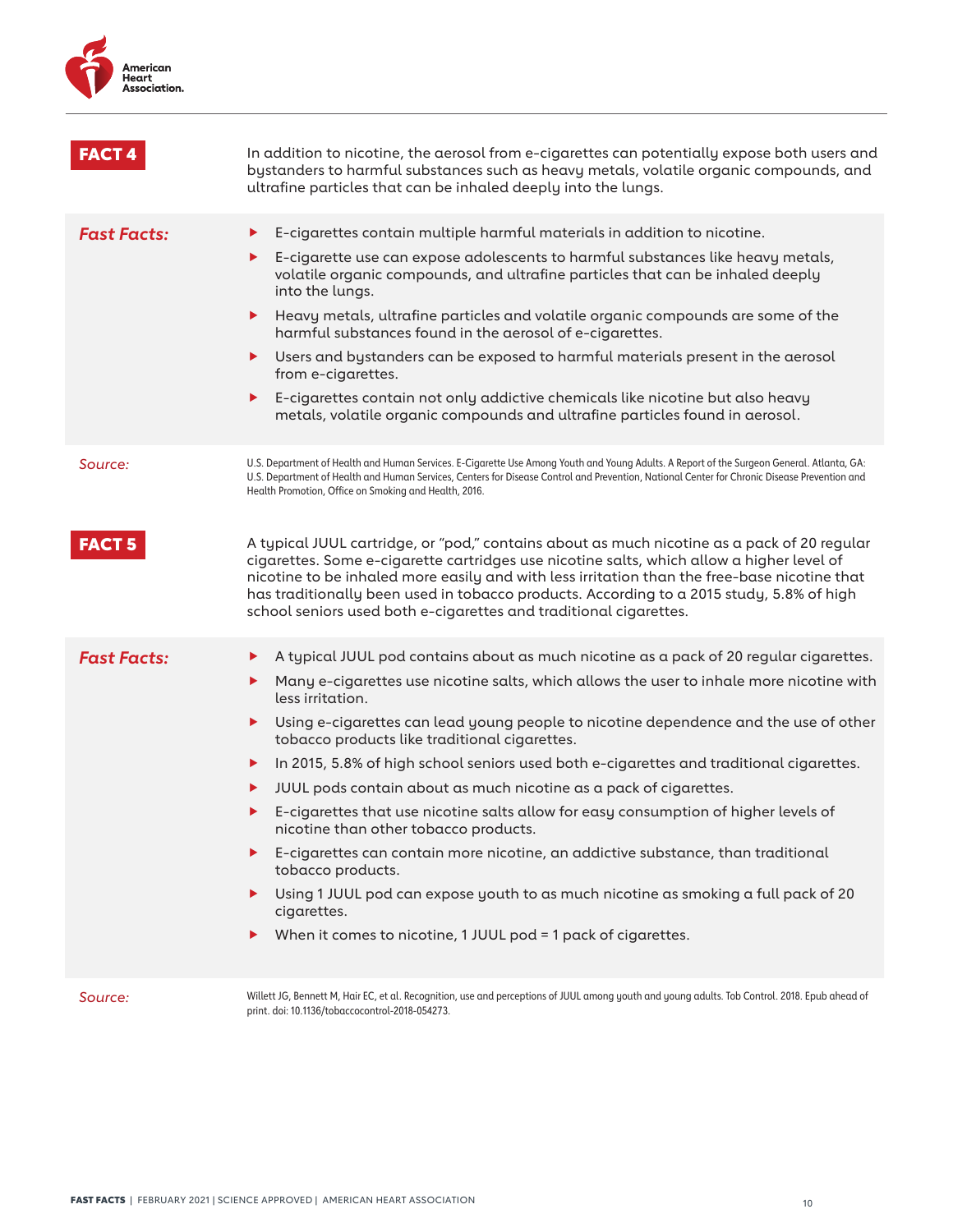## FACT 4

In addition to nicotine, the aerosol from e-cigarettes can potentially expose both users and bystanders to harmful substances such as heavy metals, volatile organic compounds, and ultrafine particles that can be inhaled deeply into the lungs.

***Fast Facts:***

- E-cigarettes contain multiple harmful materials in addition to nicotine.
- E-cigarette use can expose adolescents to harmful substances like heavy metals, volatile organic compounds, and ultrafine particles that can be inhaled deeply into the lungs.
- Heavy metals, ultrafine particles and volatile organic compounds are some of the harmful substances found in the aerosol of e-cigarettes.
- Users and bystanders can be exposed to harmful materials present in the aerosol from e-cigarettes.
- E-cigarettes contain not only addictive chemicals like nicotine but also heavy metals, volatile organic compounds and ultrafine particles found in aerosol.

*Source:* U.S. Department of Health and Human Services. E-Cigarette Use Among Youth and Young Adults. A Report of the Surgeon General. Atlanta, GA: U.S. Department of Health and Human Services, Centers for Disease Control and Prevention, National Center for Chronic Disease Prevention and Health Promotion, Office on Smoking and Health, 2016.

## FACT 5

A typical JUUL cartridge, or "pod," contains about as much nicotine as a pack of 20 regular cigarettes. Some e-cigarette cartridges use nicotine salts, which allow a higher level of nicotine to be inhaled more easily and with less irritation than the free-base nicotine that has traditionally been used in tobacco products. According to a 2015 study, 5.8% of high school seniors used both e-cigarettes and traditional cigarettes.

***Fast Facts:***

- A typical JUUL pod contains about as much nicotine as a pack of 20 regular cigarettes.
- Many e-cigarettes use nicotine salts, which allows the user to inhale more nicotine with less irritation.
- Using e-cigarettes can lead young people to nicotine dependence and the use of other tobacco products like traditional cigarettes.
- In 2015, 5.8% of high school seniors used both e-cigarettes and traditional cigarettes.
- JUUL pods contain about as much nicotine as a pack of cigarettes.
- E-cigarettes that use nicotine salts allow for easy consumption of higher levels of nicotine than other tobacco products.
- E-cigarettes can contain more nicotine, an addictive substance, than traditional tobacco products.
- Using 1 JUUL pod can expose youth to as much nicotine as smoking a full pack of 20 cigarettes.
- When it comes to nicotine, 1 JUUL pod = 1 pack of cigarettes.

*Source:* Willett JG, Bennett M, Hair EC, et al. Recognition, use and perceptions of JUUL among youth and young adults. Tob Control. 2018. Epub ahead of print. doi: 10.1136/tobaccocontrol-2018-054273.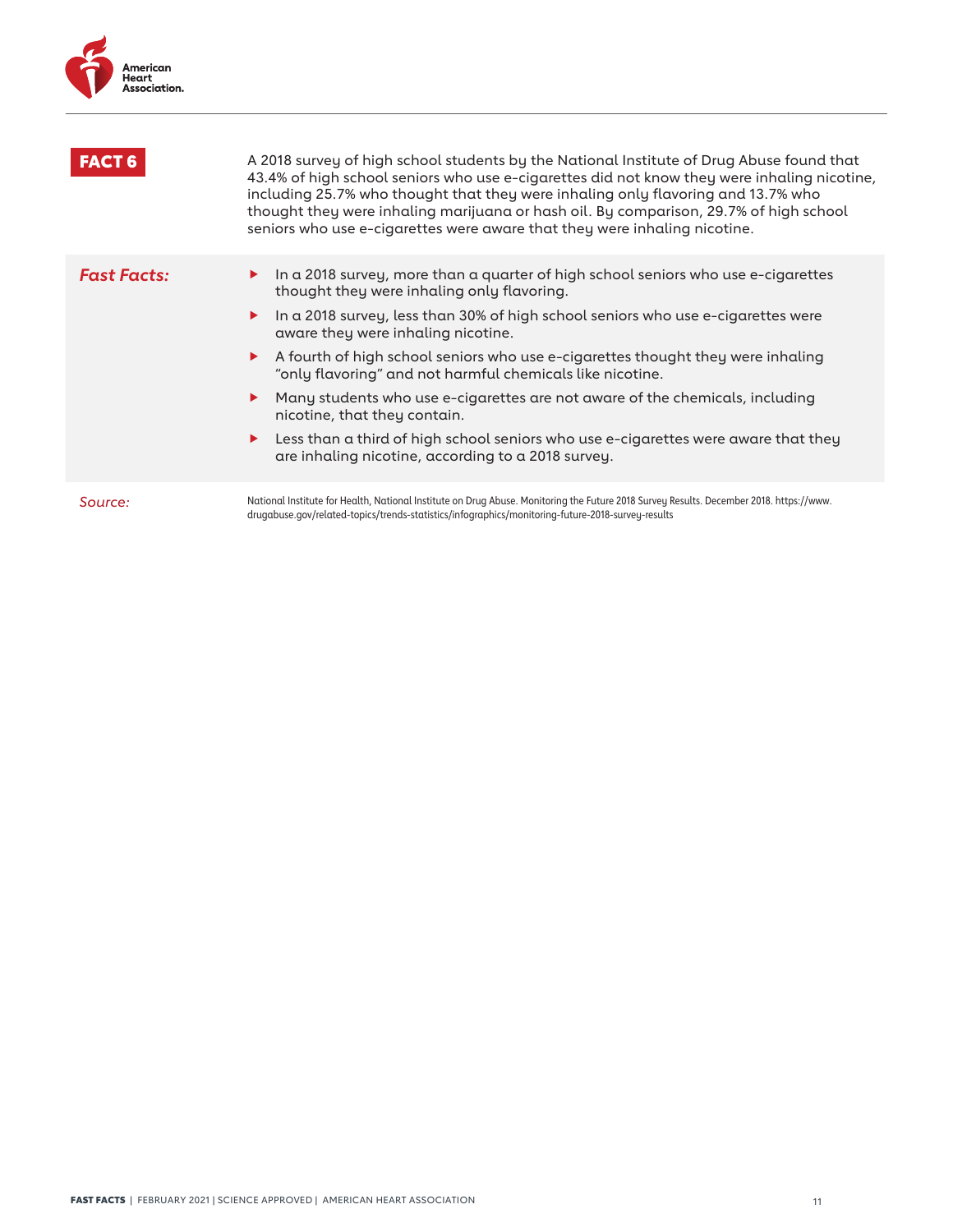## FACT 6

A 2018 survey of high school students by the National Institute of Drug Abuse found that 43.4% of high school seniors who use e-cigarettes did not know they were inhaling nicotine, including 25.7% who thought that they were inhaling only flavoring and 13.7% who thought they were inhaling marijuana or hash oil. By comparison, 29.7% of high school seniors who use e-cigarettes were aware that they were inhaling nicotine.

### *Fast Facts:*

- In a 2018 survey, more than a quarter of high school seniors who use e-cigarettes thought they were inhaling only flavoring.
- In a 2018 survey, less than 30% of high school seniors who use e-cigarettes were aware they were inhaling nicotine.
- A fourth of high school seniors who use e-cigarettes thought they were inhaling "only flavoring" and not harmful chemicals like nicotine.
- Many students who use e-cigarettes are not aware of the chemicals, including nicotine, that they contain.
- Less than a third of high school seniors who use e-cigarettes were aware that they are inhaling nicotine, according to a 2018 survey.

*Source:* National Institute for Health, National Institute on Drug Abuse. Monitoring the Future 2018 Survey Results. December 2018. https://www.drugabuse.gov/related-topics/trends-statistics/infographics/monitoring-future-2018-survey-results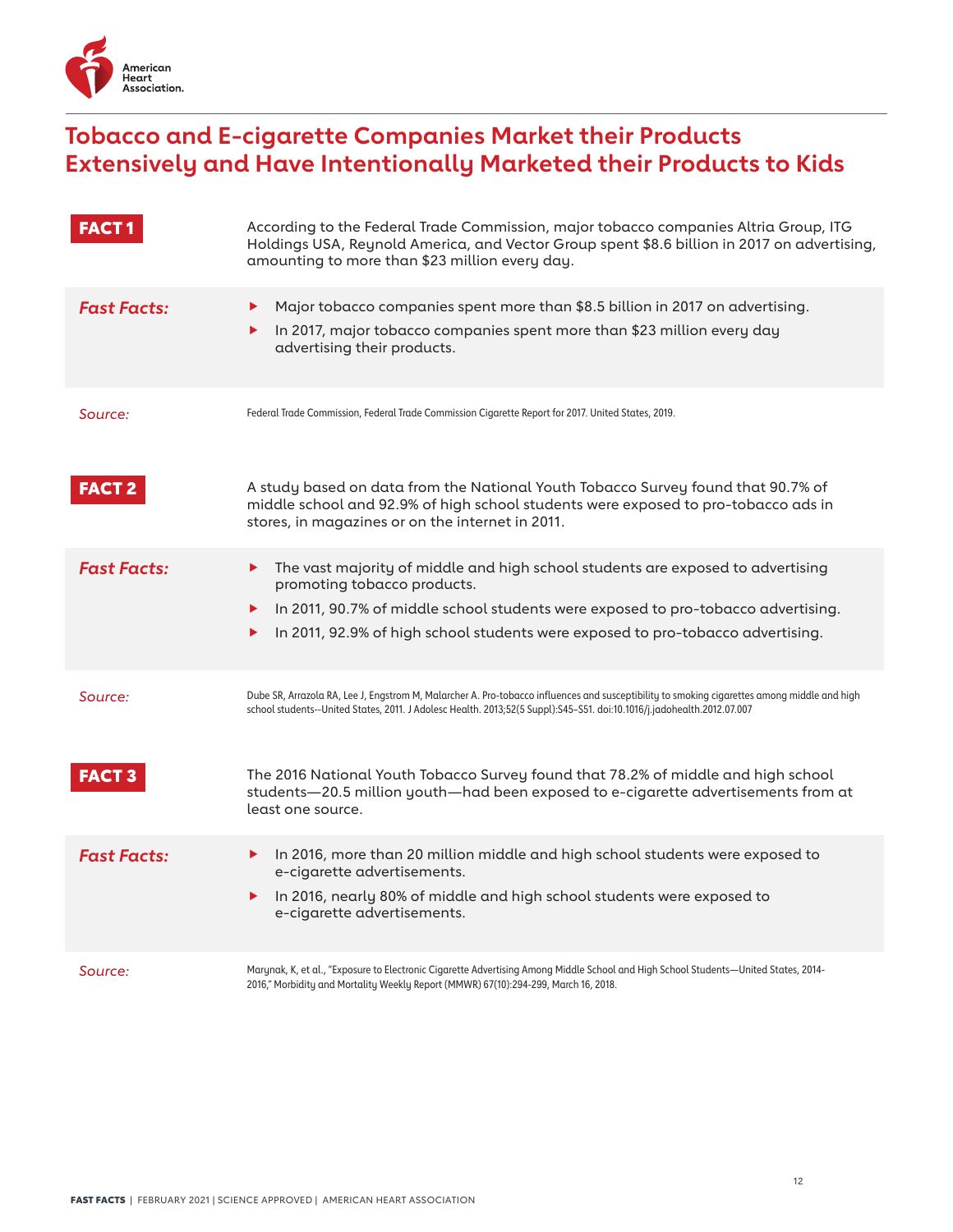# Tobacco and E-cigarette Companies Market their Products Extensively and Have Intentionally Marketed their Products to Kids

**FACT 1**

According to the Federal Trade Commission, major tobacco companies Altria Group, ITG Holdings USA, Reynold America, and Vector Group spent $8.6 billion in 2017 on advertising, amounting to more than $23 million every day.

***Fast Facts:***

- Major tobacco companies spent more than $8.5 billion in 2017 on advertising.
- In 2017, major tobacco companies spent more than $23 million every day advertising their products.

*Source:* Federal Trade Commission, Federal Trade Commission Cigarette Report for 2017. United States, 2019.

**FACT 2**

A study based on data from the National Youth Tobacco Survey found that 90.7% of middle school and 92.9% of high school students were exposed to pro-tobacco ads in stores, in magazines or on the internet in 2011.

***Fast Facts:***

- The vast majority of middle and high school students are exposed to advertising promoting tobacco products.
- In 2011, 90.7% of middle school students were exposed to pro-tobacco advertising.
- In 2011, 92.9% of high school students were exposed to pro-tobacco advertising.

*Source:* Dube SR, Arrazola RA, Lee J, Engstrom M, Malarcher A. Pro-tobacco influences and susceptibility to smoking cigarettes among middle and high school students--United States, 2011. J Adolesc Health. 2013;52(5 Suppl):S45–S51. doi:10.1016/j.jadohealth.2012.07.007

**FACT 3**

The 2016 National Youth Tobacco Survey found that 78.2% of middle and high school students—20.5 million youth—had been exposed to e-cigarette advertisements from at least one source.

***Fast Facts:***

- In 2016, more than 20 million middle and high school students were exposed to e-cigarette advertisements.
- In 2016, nearly 80% of middle and high school students were exposed to e-cigarette advertisements.

*Source:* Marynak, K, et al., "Exposure to Electronic Cigarette Advertising Among Middle School and High School Students—United States, 2014-2016," Morbidity and Mortality Weekly Report (MMWR) 67(10):294-299, March 16, 2018.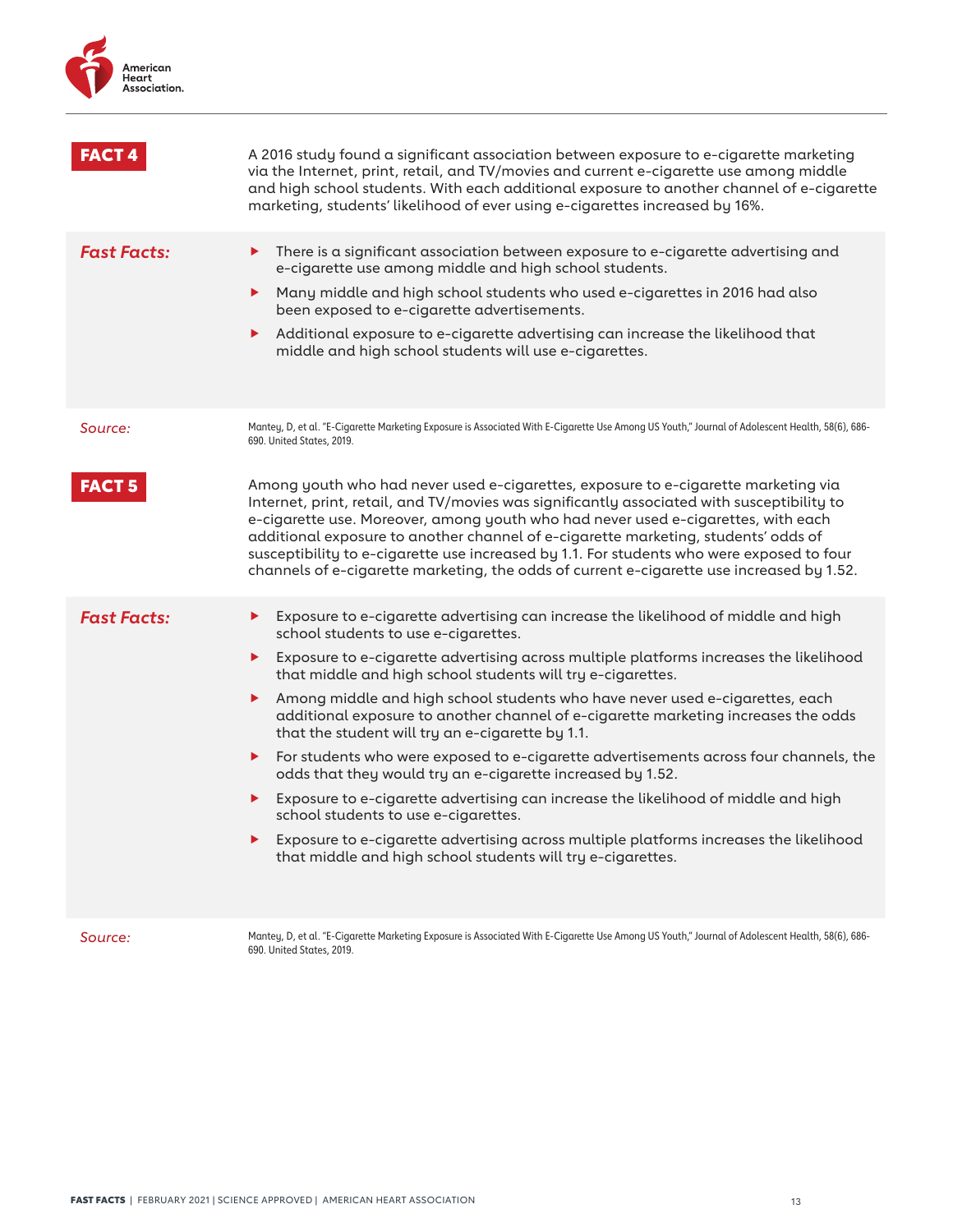**FACT 4**

A 2016 study found a significant association between exposure to e-cigarette marketing via the Internet, print, retail, and TV/movies and current e-cigarette use among middle and high school students. With each additional exposure to another channel of e-cigarette marketing, students' likelihood of ever using e-cigarettes increased by 16%.

***Fast Facts:***

- There is a significant association between exposure to e-cigarette advertising and e-cigarette use among middle and high school students.
- Many middle and high school students who used e-cigarettes in 2016 had also been exposed to e-cigarette advertisements.
- Additional exposure to e-cigarette advertising can increase the likelihood that middle and high school students will use e-cigarettes.

*Source:* Mantey, D, et al. "E-Cigarette Marketing Exposure is Associated With E-Cigarette Use Among US Youth," Journal of Adolescent Health, 58(6), 686-690. United States, 2019.

**FACT 5**

Among youth who had never used e-cigarettes, exposure to e-cigarette marketing via Internet, print, retail, and TV/movies was significantly associated with susceptibility to e-cigarette use. Moreover, among youth who had never used e-cigarettes, with each additional exposure to another channel of e-cigarette marketing, students' odds of susceptibility to e-cigarette use increased by 1.1. For students who were exposed to four channels of e-cigarette marketing, the odds of current e-cigarette use increased by 1.52.

***Fast Facts:***

- Exposure to e-cigarette advertising can increase the likelihood of middle and high school students to use e-cigarettes.
- Exposure to e-cigarette advertising across multiple platforms increases the likelihood that middle and high school students will try e-cigarettes.
- Among middle and high school students who have never used e-cigarettes, each additional exposure to another channel of e-cigarette marketing increases the odds that the student will try an e-cigarette by 1.1.
- For students who were exposed to e-cigarette advertisements across four channels, the odds that they would try an e-cigarette increased by 1.52.
- Exposure to e-cigarette advertising can increase the likelihood of middle and high school students to use e-cigarettes.
- Exposure to e-cigarette advertising across multiple platforms increases the likelihood that middle and high school students will try e-cigarettes.

*Source:* Mantey, D, et al. "E-Cigarette Marketing Exposure is Associated With E-Cigarette Use Among US Youth," Journal of Adolescent Health, 58(6), 686-690. United States, 2019.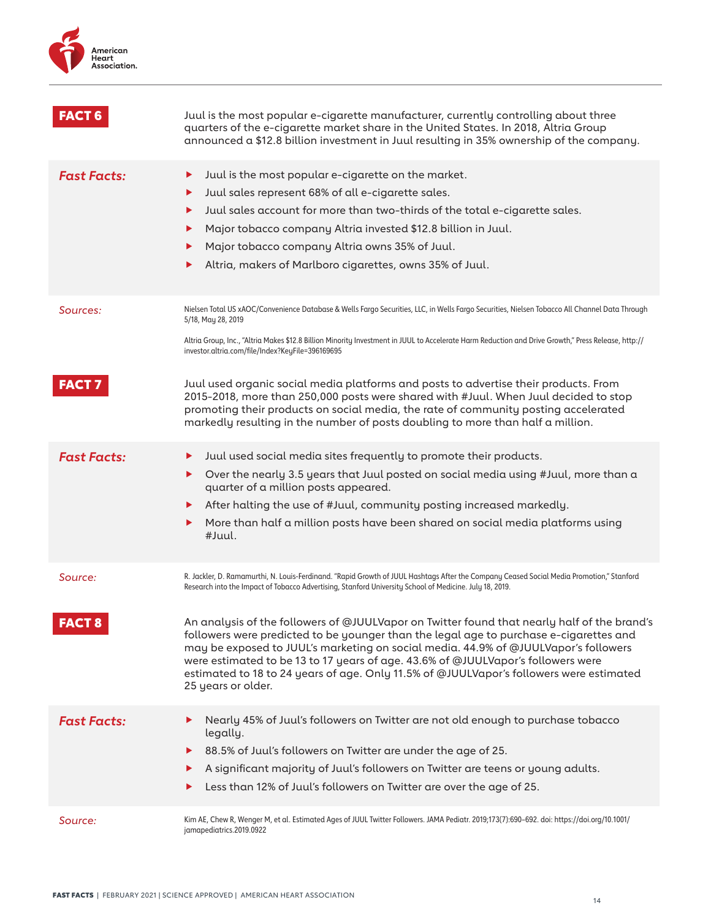**FACT 6**

Juul is the most popular e-cigarette manufacturer, currently controlling about three quarters of the e-cigarette market share in the United States. In 2018, Altria Group announced a $12.8 billion investment in Juul resulting in 35% ownership of the company.

***Fast Facts:***

- Juul is the most popular e-cigarette on the market.
- Juul sales represent 68% of all e-cigarette sales.
- Juul sales account for more than two-thirds of the total e-cigarette sales.
- Major tobacco company Altria invested $12.8 billion in Juul.
- Major tobacco company Altria owns 35% of Juul.
- Altria, makers of Marlboro cigarettes, owns 35% of Juul.

*Sources:*

Nielsen Total US xAOC/Convenience Database & Wells Fargo Securities, LLC, in Wells Fargo Securities, Nielsen Tobacco All Channel Data Through 5/18, May 28, 2019

Altria Group, Inc., "Altria Makes $12.8 Billion Minority Investment in JUUL to Accelerate Harm Reduction and Drive Growth," Press Release, http://investor.altria.com/file/Index?KeyFile=396169695

**FACT 7**

Juul used organic social media platforms and posts to advertise their products. From 2015-2018, more than 250,000 posts were shared with #Juul. When Juul decided to stop promoting their products on social media, the rate of community posting accelerated markedly resulting in the number of posts doubling to more than half a million.

***Fast Facts:***

- Juul used social media sites frequently to promote their products.
- Over the nearly 3.5 years that Juul posted on social media using #Juul, more than a quarter of a million posts appeared.
- After halting the use of #Juul, community posting increased markedly.
- More than half a million posts have been shared on social media platforms using #Juul.

*Source:*

R. Jackler, D. Ramamurthi, N. Louis-Ferdinand. "Rapid Growth of JUUL Hashtags After the Company Ceased Social Media Promotion," Stanford Research into the Impact of Tobacco Advertising, Stanford University School of Medicine. July 18, 2019.

**FACT 8**

An analysis of the followers of @JUULVapor on Twitter found that nearly half of the brand's followers were predicted to be younger than the legal age to purchase e-cigarettes and may be exposed to JUUL's marketing on social media. 44.9% of @JUULVapor's followers were estimated to be 13 to 17 years of age. 43.6% of @JUULVapor's followers were estimated to 18 to 24 years of age. Only 11.5% of @JUULVapor's followers were estimated 25 years or older.

***Fast Facts:***

- Nearly 45% of Juul's followers on Twitter are not old enough to purchase tobacco legally.
- 88.5% of Juul's followers on Twitter are under the age of 25.
- A significant majority of Juul's followers on Twitter are teens or young adults.
- Less than 12% of Juul's followers on Twitter are over the age of 25.

*Source:*

Kim AE, Chew R, Wenger M, et al. Estimated Ages of JUUL Twitter Followers. JAMA Pediatr. 2019;173(7):690–692. doi: https://doi.org/10.1001/jamapediatrics.2019.0922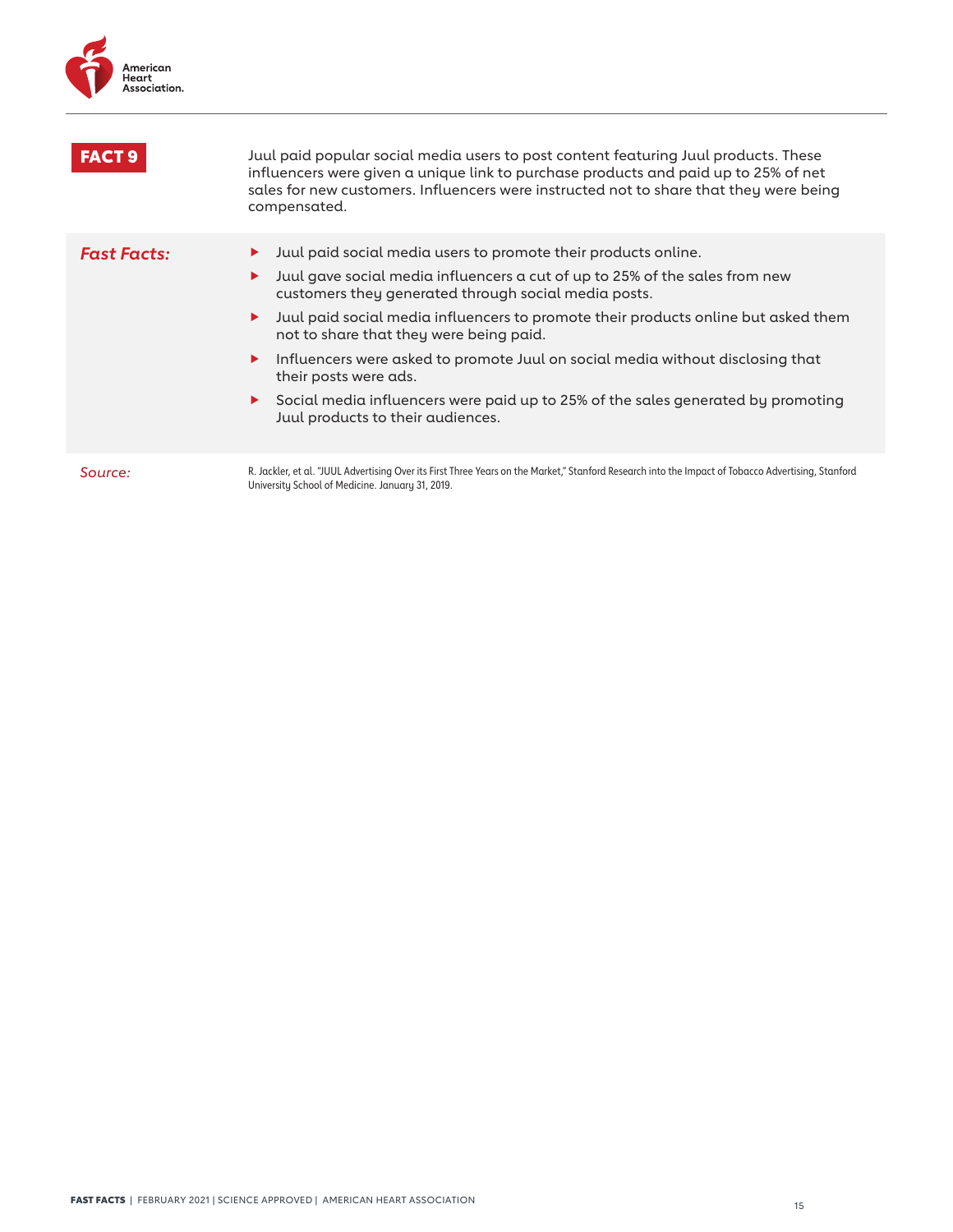## FACT 9

Juul paid popular social media users to post content featuring Juul products. These influencers were given a unique link to purchase products and paid up to 25% of net sales for new customers. Influencers were instructed not to share that they were being compensated.

***Fast Facts:***

- Juul paid social media users to promote their products online.
- Juul gave social media influencers a cut of up to 25% of the sales from new customers they generated through social media posts.
- Juul paid social media influencers to promote their products online but asked them not to share that they were being paid.
- Influencers were asked to promote Juul on social media without disclosing that their posts were ads.
- Social media influencers were paid up to 25% of the sales generated by promoting Juul products to their audiences.

*Source:*

R. Jackler, et al. "JUUL Advertising Over its First Three Years on the Market," Stanford Research into the Impact of Tobacco Advertising, Stanford University School of Medicine. January 31, 2019.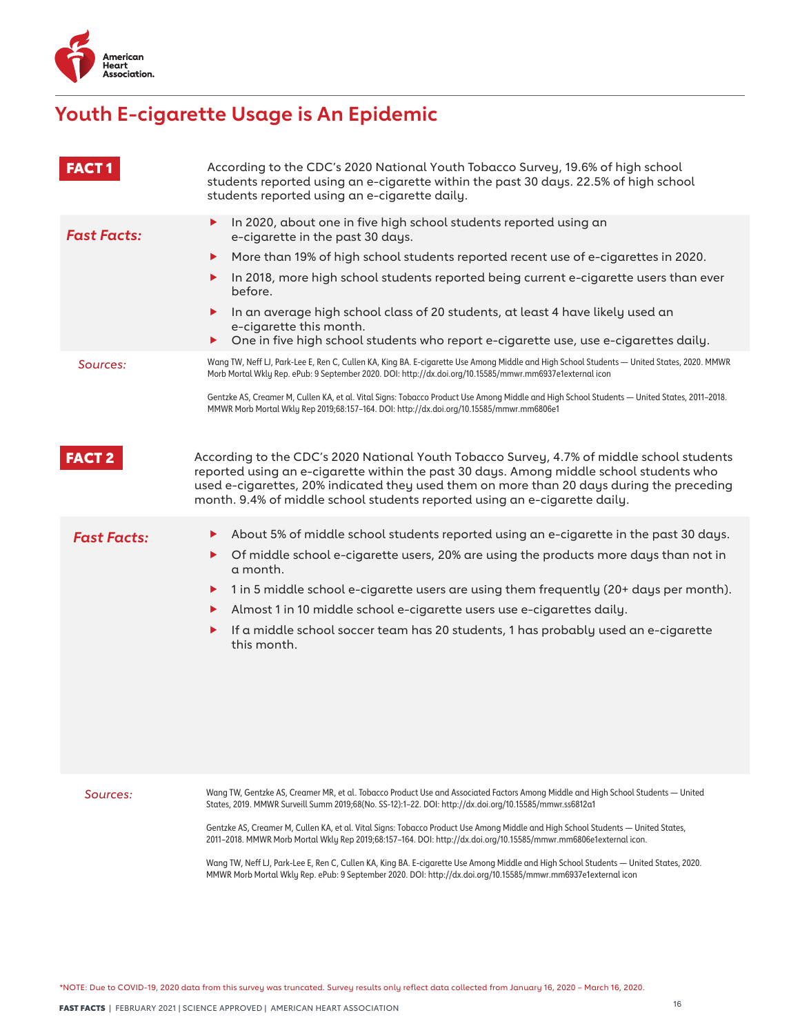# Youth E-cigarette Usage is An Epidemic

**FACT 1**

According to the CDC's 2020 National Youth Tobacco Survey, 19.6% of high school students reported using an e-cigarette within the past 30 days. 22.5% of high school students reported using an e-cigarette daily.

*Fast Facts:*

- In 2020, about one in five high school students reported using an e-cigarette in the past 30 days.
- More than 19% of high school students reported recent use of e-cigarettes in 2020.
- In 2018, more high school students reported being current e-cigarette users than ever before.
- In an average high school class of 20 students, at least 4 have likely used an e-cigarette this month.
- One in five high school students who report e-cigarette use, use e-cigarettes daily.

*Sources:*

Wang TW, Neff LJ, Park-Lee E, Ren C, Cullen KA, King BA. E-cigarette Use Among Middle and High School Students — United States, 2020. MMWR Morb Mortal Wkly Rep. ePub: 9 September 2020. DOI: http://dx.doi.org/10.15585/mmwr.mm6937e1external icon

Gentzke AS, Creamer M, Cullen KA, et al. Vital Signs: Tobacco Product Use Among Middle and High School Students — United States, 2011–2018. MMWR Morb Mortal Wkly Rep 2019;68:157–164. DOI: http://dx.doi.org/10.15585/mmwr.mm6806e1

**FACT 2**

According to the CDC's 2020 National Youth Tobacco Survey, 4.7% of middle school students reported using an e-cigarette within the past 30 days. Among middle school students who used e-cigarettes, 20% indicated they used them on more than 20 days during the preceding month. 9.4% of middle school students reported using an e-cigarette daily.

*Fast Facts:*

- About 5% of middle school students reported using an e-cigarette in the past 30 days.
- Of middle school e-cigarette users, 20% are using the products more days than not in a month.
- 1 in 5 middle school e-cigarette users are using them frequently (20+ days per month).
- Almost 1 in 10 middle school e-cigarette users use e-cigarettes daily.
- If a middle school soccer team has 20 students, 1 has probably used an e-cigarette this month.

*Sources:*

Wang TW, Gentzke AS, Creamer MR, et al. Tobacco Product Use and Associated Factors Among Middle and High School Students — United States, 2019. MMWR Surveill Summ 2019;68(No. SS-12):1–22. DOI: http://dx.doi.org/10.15585/mmwr.ss6812a1

Gentzke AS, Creamer M, Cullen KA, et al. Vital Signs: Tobacco Product Use Among Middle and High School Students — United States, 2011–2018. MMWR Morb Mortal Wkly Rep 2019;68:157–164. DOI: http://dx.doi.org/10.15585/mmwr.mm6806e1external icon.

Wang TW, Neff LJ, Park-Lee E, Ren C, Cullen KA, King BA. E-cigarette Use Among Middle and High School Students — United States, 2020. MMWR Morb Mortal Wkly Rep. ePub: 9 September 2020. DOI: http://dx.doi.org/10.15585/mmwr.mm6937e1external icon

*NOTE: Due to COVID-19, 2020 data from this survey was truncated. Survey results only reflect data collected from January 16, 2020 – March 16, 2020.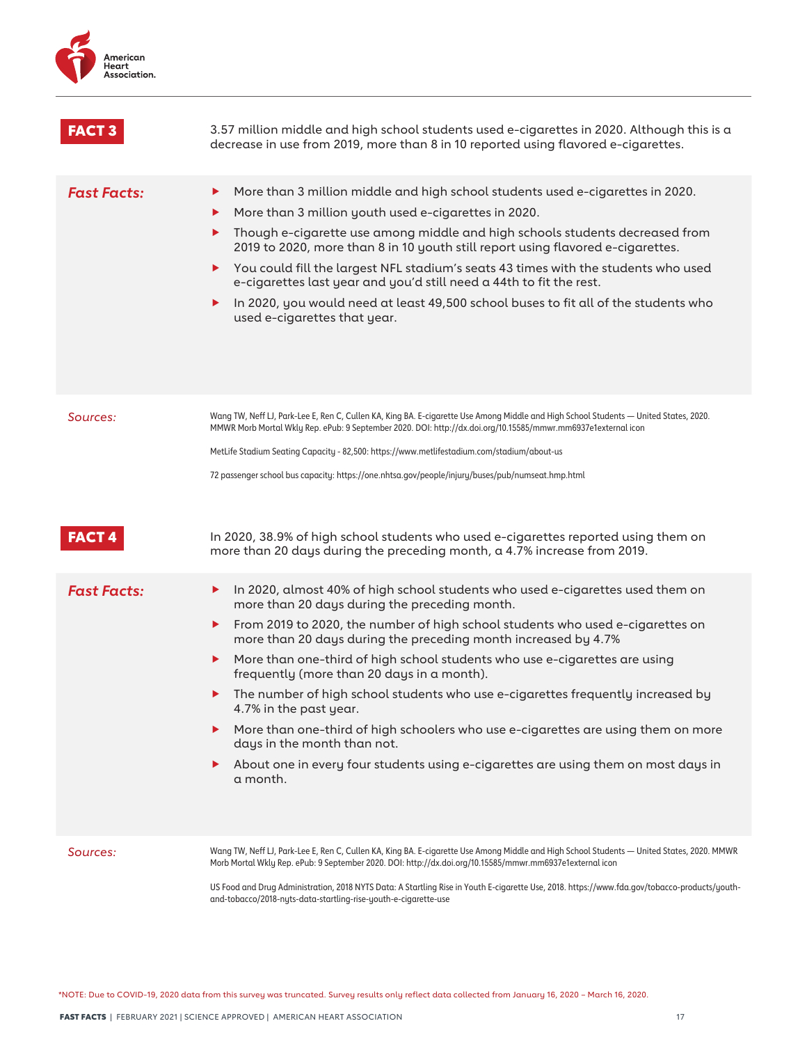## FACT 3

3.57 million middle and high school students used e-cigarettes in 2020. Although this is a decrease in use from 2019, more than 8 in 10 reported using flavored e-cigarettes.

### *Fast Facts:*

- More than 3 million middle and high school students used e-cigarettes in 2020.
- More than 3 million youth used e-cigarettes in 2020.
- Though e-cigarette use among middle and high schools students decreased from 2019 to 2020, more than 8 in 10 youth still report using flavored e-cigarettes.
- You could fill the largest NFL stadium's seats 43 times with the students who used e-cigarettes last year and you'd still need a 44th to fit the rest.
- In 2020, you would need at least 49,500 school buses to fit all of the students who used e-cigarettes that year.

*Sources:*

Wang TW, Neff LJ, Park-Lee E, Ren C, Cullen KA, King BA. E-cigarette Use Among Middle and High School Students — United States, 2020. MMWR Morb Mortal Wkly Rep. ePub: 9 September 2020. DOI: http://dx.doi.org/10.15585/mmwr.mm6937e1external icon

MetLife Stadium Seating Capacity - 82,500: https://www.metlifestadium.com/stadium/about-us

72 passenger school bus capacity: https://one.nhtsa.gov/people/injury/buses/pub/numseat.hmp.html

## FACT 4

In 2020, 38.9% of high school students who used e-cigarettes reported using them on more than 20 days during the preceding month, a 4.7% increase from 2019.

### *Fast Facts:*

- In 2020, almost 40% of high school students who used e-cigarettes used them on more than 20 days during the preceding month.
- From 2019 to 2020, the number of high school students who used e-cigarettes on more than 20 days during the preceding month increased by 4.7%
- More than one-third of high school students who use e-cigarettes are using frequently (more than 20 days in a month).
- The number of high school students who use e-cigarettes frequently increased by 4.7% in the past year.
- More than one-third of high schoolers who use e-cigarettes are using them on more days in the month than not.
- About one in every four students using e-cigarettes are using them on most days in a month.

*Sources:*

Wang TW, Neff LJ, Park-Lee E, Ren C, Cullen KA, King BA. E-cigarette Use Among Middle and High School Students — United States, 2020. MMWR Morb Mortal Wkly Rep. ePub: 9 September 2020. DOI: http://dx.doi.org/10.15585/mmwr.mm6937e1external icon

US Food and Drug Administration, 2018 NYTS Data: A Startling Rise in Youth E-cigarette Use, 2018. https://www.fda.gov/tobacco-products/youth-and-tobacco/2018-nyts-data-startling-rise-youth-e-cigarette-use

*NOTE: Due to COVID-19, 2020 data from this survey was truncated. Survey results only reflect data collected from January 16, 2020 – March 16, 2020.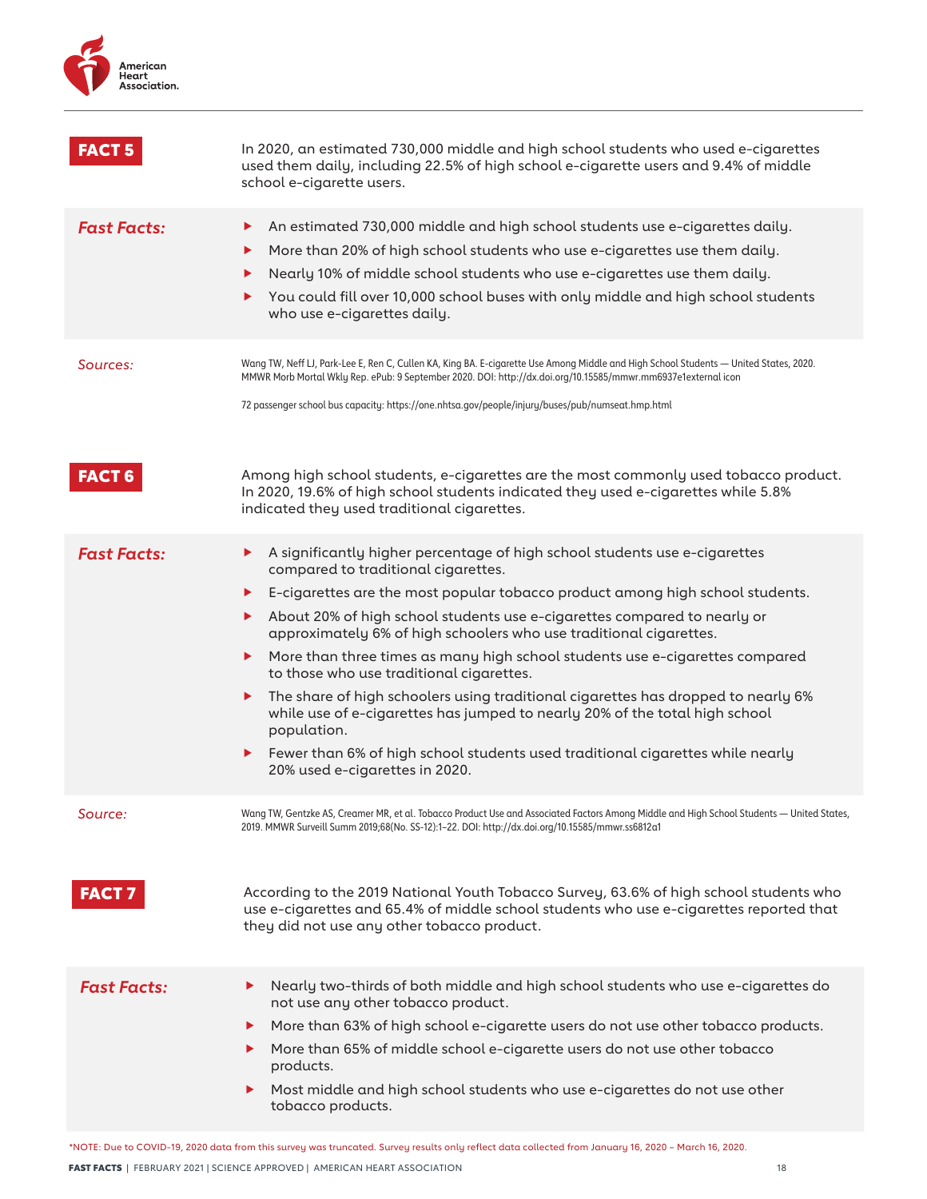## FACT 5

In 2020, an estimated 730,000 middle and high school students who used e-cigarettes used them daily, including 22.5% of high school e-cigarette users and 9.4% of middle school e-cigarette users.

***Fast Facts:***

- An estimated 730,000 middle and high school students use e-cigarettes daily.
- More than 20% of high school students who use e-cigarettes use them daily.
- Nearly 10% of middle school students who use e-cigarettes use them daily.
- You could fill over 10,000 school buses with only middle and high school students who use e-cigarettes daily.

*Sources:*

Wang TW, Neff LJ, Park-Lee E, Ren C, Cullen KA, King BA. E-cigarette Use Among Middle and High School Students — United States, 2020. MMWR Morb Mortal Wkly Rep. ePub: 9 September 2020. DOI: http://dx.doi.org/10.15585/mmwr.mm6937e1external icon

72 passenger school bus capacity: https://one.nhtsa.gov/people/injury/buses/pub/numseat.hmp.html

## FACT 6

Among high school students, e-cigarettes are the most commonly used tobacco product. In 2020, 19.6% of high school students indicated they used e-cigarettes while 5.8% indicated they used traditional cigarettes.

***Fast Facts:***

- A significantly higher percentage of high school students use e-cigarettes compared to traditional cigarettes.
- E-cigarettes are the most popular tobacco product among high school students.
- About 20% of high school students use e-cigarettes compared to nearly or approximately 6% of high schoolers who use traditional cigarettes.
- More than three times as many high school students use e-cigarettes compared to those who use traditional cigarettes.
- The share of high schoolers using traditional cigarettes has dropped to nearly 6% while use of e-cigarettes has jumped to nearly 20% of the total high school population.
- Fewer than 6% of high school students used traditional cigarettes while nearly 20% used e-cigarettes in 2020.

*Source:*

Wang TW, Gentzke AS, Creamer MR, et al. Tobacco Product Use and Associated Factors Among Middle and High School Students — United States, 2019. MMWR Surveill Summ 2019;68(No. SS-12):1–22. DOI: http://dx.doi.org/10.15585/mmwr.ss6812a1

## FACT 7

According to the 2019 National Youth Tobacco Survey, 63.6% of high school students who use e-cigarettes and 65.4% of middle school students who use e-cigarettes reported that they did not use any other tobacco product.

***Fast Facts:***

- Nearly two-thirds of both middle and high school students who use e-cigarettes do not use any other tobacco product.
- More than 63% of high school e-cigarette users do not use other tobacco products.
- More than 65% of middle school e-cigarette users do not use other tobacco products.
- Most middle and high school students who use e-cigarettes do not use other tobacco products.

*NOTE: Due to COVID-19, 2020 data from this survey was truncated. Survey results only reflect data collected from January 16, 2020 – March 16, 2020.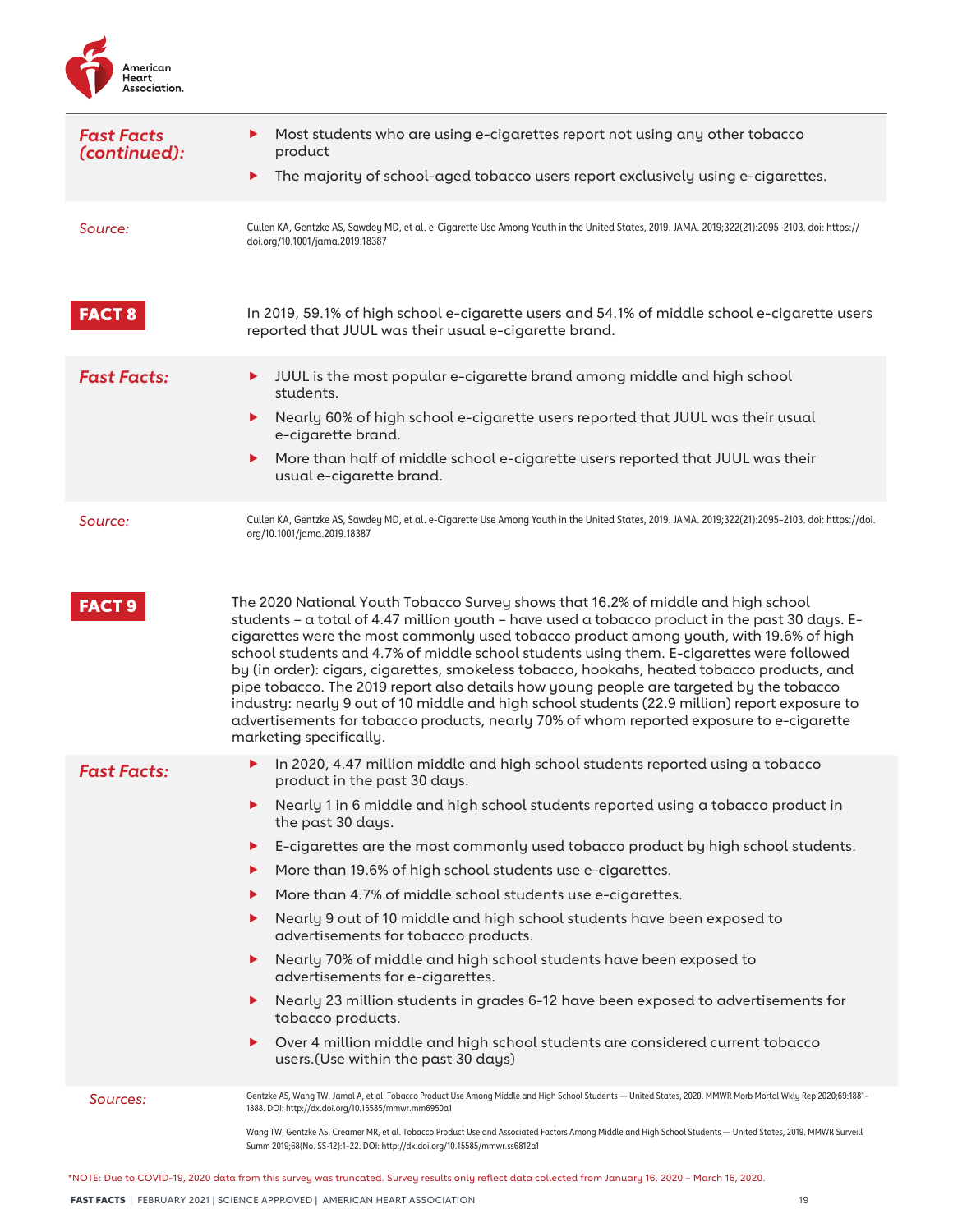***Fast Facts (continued):***

- Most students who are using e-cigarettes report not using any other tobacco product
- The majority of school-aged tobacco users report exclusively using e-cigarettes.

*Source:* Cullen KA, Gentzke AS, Sawdey MD, et al. e-Cigarette Use Among Youth in the United States, 2019. JAMA. 2019;322(21):2095–2103. doi: https://doi.org/10.1001/jama.2019.18387

## FACT 8

In 2019, 59.1% of high school e-cigarette users and 54.1% of middle school e-cigarette users reported that JUUL was their usual e-cigarette brand.

***Fast Facts:***

- JUUL is the most popular e-cigarette brand among middle and high school students.
- Nearly 60% of high school e-cigarette users reported that JUUL was their usual e-cigarette brand.
- More than half of middle school e-cigarette users reported that JUUL was their usual e-cigarette brand.

*Source:* Cullen KA, Gentzke AS, Sawdey MD, et al. e-Cigarette Use Among Youth in the United States, 2019. JAMA. 2019;322(21):2095–2103. doi: https://doi.org/10.1001/jama.2019.18387

## FACT 9

The 2020 National Youth Tobacco Survey shows that 16.2% of middle and high school students – a total of 4.47 million youth – have used a tobacco product in the past 30 days. E-cigarettes were the most commonly used tobacco product among youth, with 19.6% of high school students and 4.7% of middle school students using them. E-cigarettes were followed by (in order): cigars, cigarettes, smokeless tobacco, hookahs, heated tobacco products, and pipe tobacco. The 2019 report also details how young people are targeted by the tobacco industry: nearly 9 out of 10 middle and high school students (22.9 million) report exposure to advertisements for tobacco products, nearly 70% of whom reported exposure to e-cigarette marketing specifically.

***Fast Facts:***

- In 2020, 4.47 million middle and high school students reported using a tobacco product in the past 30 days.
- Nearly 1 in 6 middle and high school students reported using a tobacco product in the past 30 days.
- E-cigarettes are the most commonly used tobacco product by high school students.
- More than 19.6% of high school students use e-cigarettes.
- More than 4.7% of middle school students use e-cigarettes.
- Nearly 9 out of 10 middle and high school students have been exposed to advertisements for tobacco products.
- Nearly 70% of middle and high school students have been exposed to advertisements for e-cigarettes.
- Nearly 23 million students in grades 6-12 have been exposed to advertisements for tobacco products.
- Over 4 million middle and high school students are considered current tobacco users.(Use within the past 30 days)

*Sources:* Gentzke AS, Wang TW, Jamal A, et al. Tobacco Product Use Among Middle and High School Students — United States, 2020. MMWR Morb Mortal Wkly Rep 2020;69:1881–1888. DOI: http://dx.doi.org/10.15585/mmwr.mm6950a1

Wang TW, Gentzke AS, Creamer MR, et al. Tobacco Product Use and Associated Factors Among Middle and High School Students — United States, 2019. MMWR Surveill Summ 2019;68(No. SS-12):1–22. DOI: http://dx.doi.org/10.15585/mmwr.ss6812a1

*NOTE: Due to COVID-19, 2020 data from this survey was truncated. Survey results only reflect data collected from January 16, 2020 – March 16, 2020.